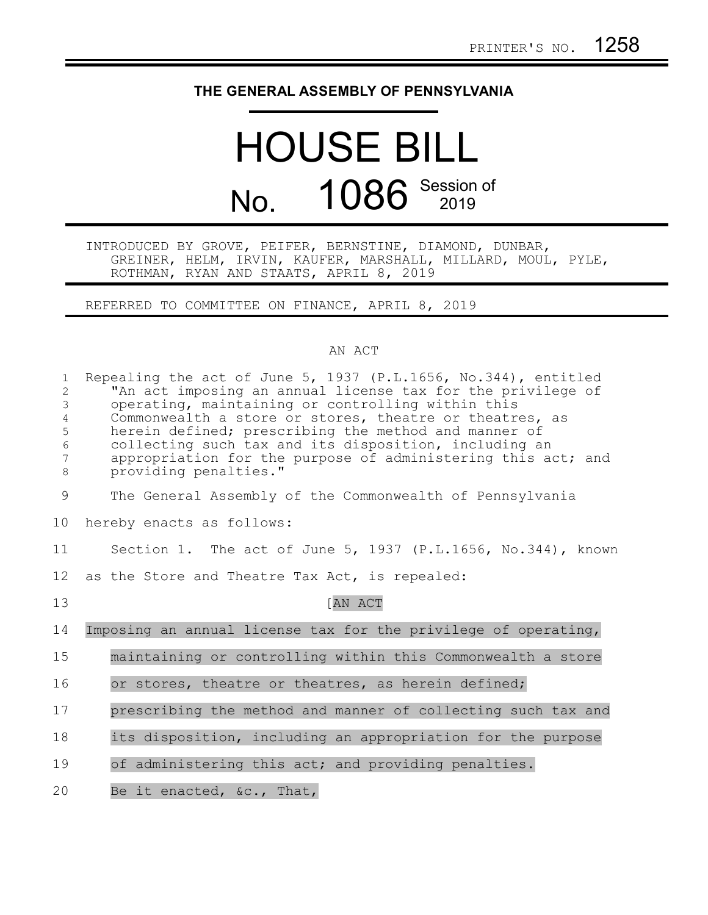PRINTER'S NO. 1258

# THE GENERAL ASSEMBLY OF PENNSYLVANIA

# HOUSE BILL

## No. 1086 Session of 2019

INTRODUCED BY GROVE, PEIFER, BERNSTINE, DIAMOND, DUNBAR, GREINER, HELM, IRVIN, KAUFER, MARSHALL, MILLARD, MOUL, PYLE, ROTHMAN, RYAN AND STAATS, APRIL 8, 2019

REFERRED TO COMMITTEE ON FINANCE, APRIL 8, 2019

AN ACT

Repealing the act of June 5, 1937 (P.L.1656, No.344), entitled "An act imposing an annual license tax for the privilege of operating, maintaining or controlling within this Commonwealth a store or stores, theatre or theatres, as herein defined; prescribing the method and manner of collecting such tax and its disposition, including an appropriation for the purpose of administering this act; and providing penalties."

The General Assembly of the Commonwealth of Pennsylvania hereby enacts as follows:

Section 1. The act of June 5, 1937 (P.L.1656, No.344), known as the Store and Theatre Tax Act, is repealed:

[AN ACT

Imposing an annual license tax for the privilege of operating, maintaining or controlling within this Commonwealth a store or stores, theatre or theatres, as herein defined; prescribing the method and manner of collecting such tax and its disposition, including an appropriation for the purpose of administering this act; and providing penalties.

Be it enacted, &c., That,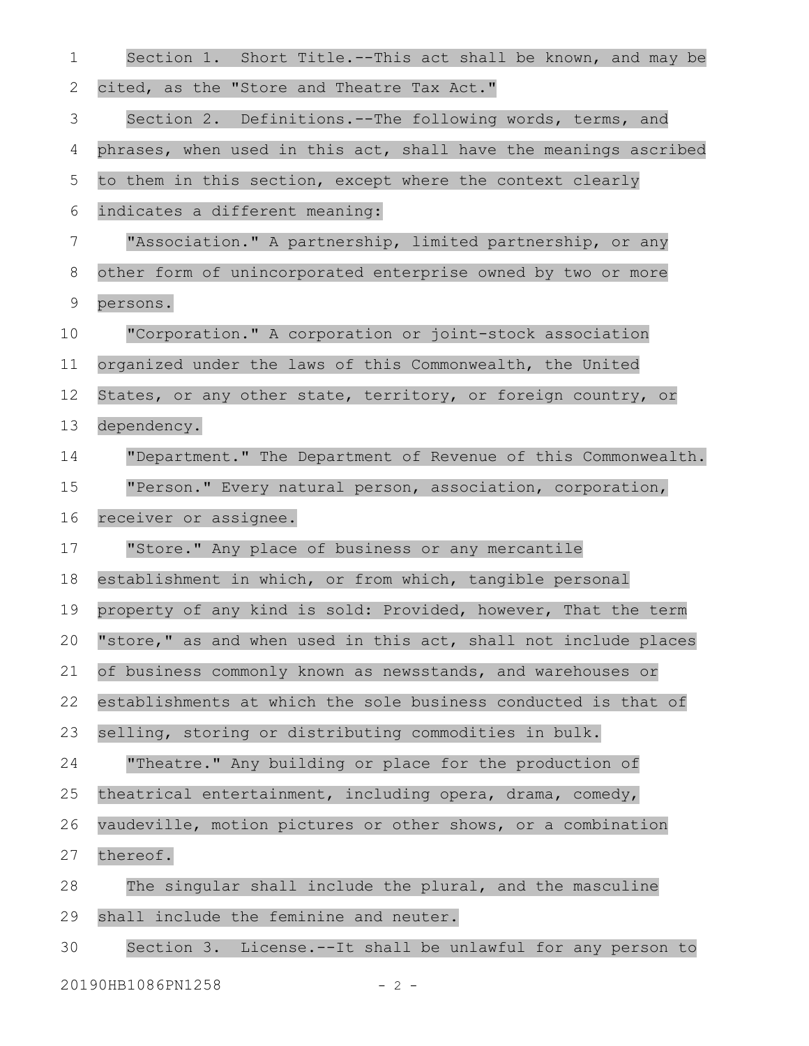Section 1. Short Title.--This act shall be known, and may be cited, as the "Store and Theatre Tax Act."

Section 2. Definitions.--The following words, terms, and phrases, when used in this act, shall have the meanings ascribed to them in this section, except where the context clearly indicates a different meaning:

"Association." A partnership, limited partnership, or any other form of unincorporated enterprise owned by two or more persons.

"Corporation." A corporation or joint-stock association organized under the laws of this Commonwealth, the United States, or any other state, territory, or foreign country, or dependency.

"Department." The Department of Revenue of this Commonwealth.

"Person." Every natural person, association, corporation, receiver or assignee.

"Store." Any place of business or any mercantile establishment in which, or from which, tangible personal property of any kind is sold: Provided, however, That the term "store," as and when used in this act, shall not include places of business commonly known as newsstands, and warehouses or establishments at which the sole business conducted is that of selling, storing or distributing commodities in bulk.

"Theatre." Any building or place for the production of theatrical entertainment, including opera, drama, comedy, vaudeville, motion pictures or other shows, or a combination thereof.

The singular shall include the plural, and the masculine shall include the feminine and neuter.

Section 3. License.--It shall be unlawful for any person to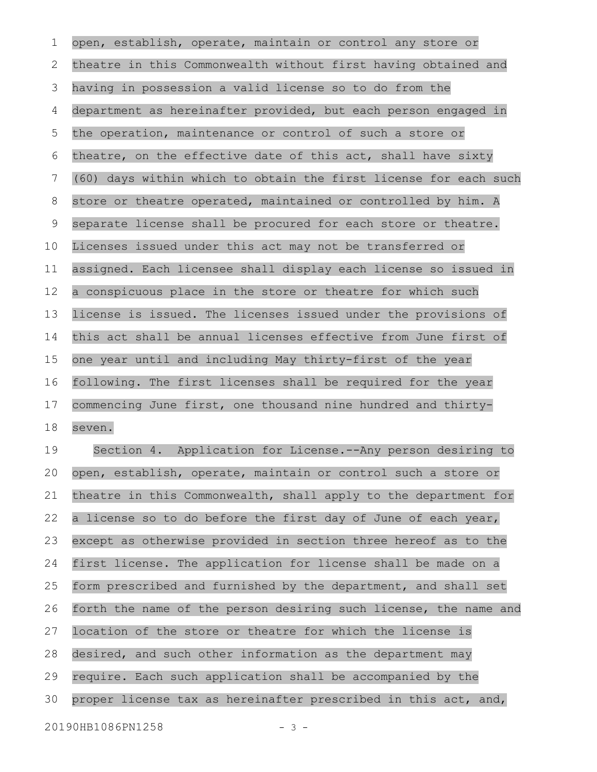open, establish, operate, maintain or control any store or theatre in this Commonwealth without first having obtained and having in possession a valid license so to do from the department as hereinafter provided, but each person engaged in the operation, maintenance or control of such a store or theatre, on the effective date of this act, shall have sixty (60) days within which to obtain the first license for each such store or theatre operated, maintained or controlled by him. A separate license shall be procured for each store or theatre. Licenses issued under this act may not be transferred or assigned. Each licensee shall display each license so issued in a conspicuous place in the store or theatre for which such license is issued. The licenses issued under the provisions of this act shall be annual licenses effective from June first of one year until and including May thirty-first of the year following. The first licenses shall be required for the year commencing June first, one thousand nine hundred and thirty-seven.

Section 4. Application for License.--Any person desiring to open, establish, operate, maintain or control such a store or theatre in this Commonwealth, shall apply to the department for a license so to do before the first day of June of each year, except as otherwise provided in section three hereof as to the first license. The application for license shall be made on a form prescribed and furnished by the department, and shall set forth the name of the person desiring such license, the name and location of the store or theatre for which the license is desired, and such other information as the department may require. Each such application shall be accompanied by the proper license tax as hereinafter prescribed in this act, and,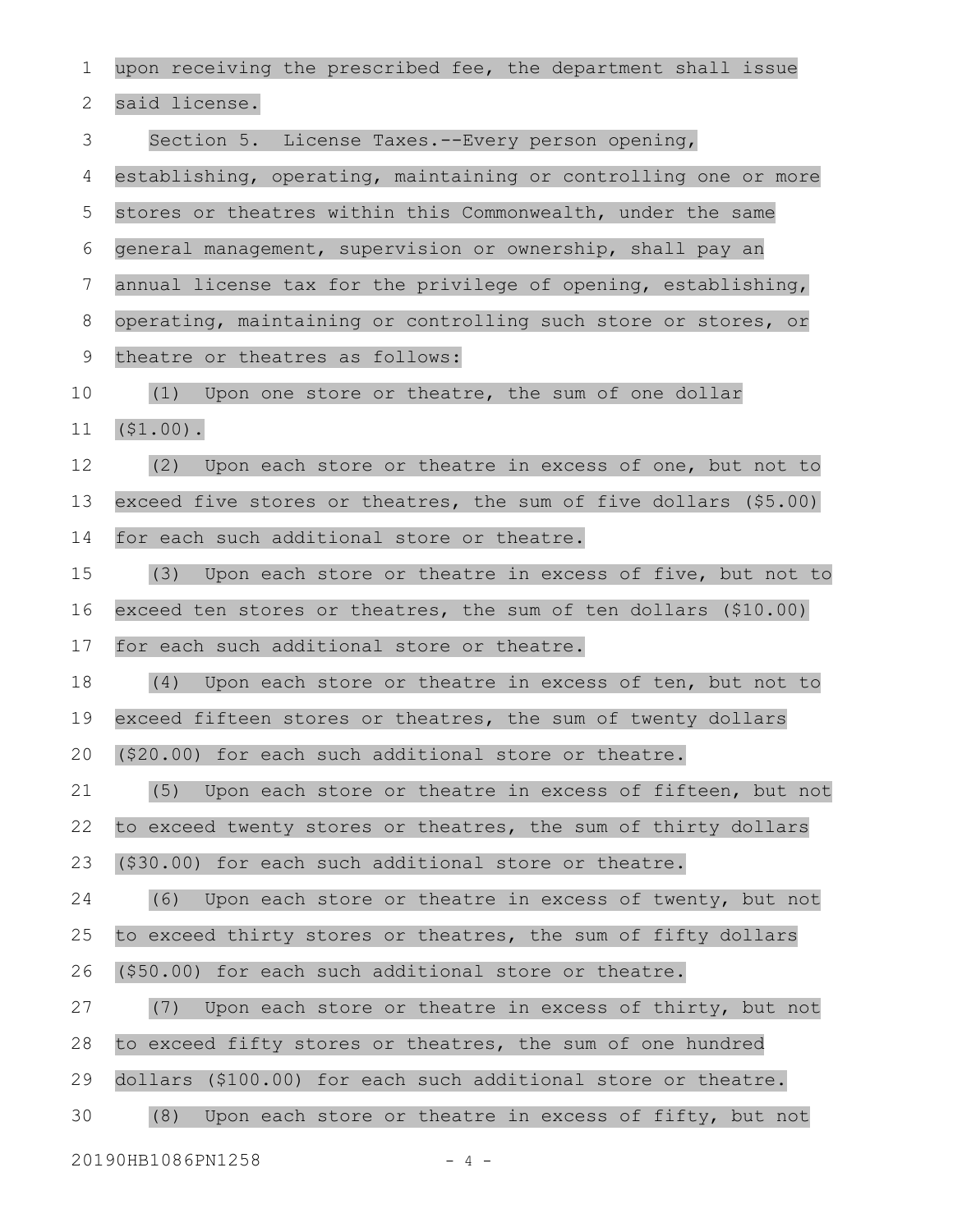upon receiving the prescribed fee, the department shall issue said license.

Section 5. License Taxes.--Every person opening, establishing, operating, maintaining or controlling one or more stores or theatres within this Commonwealth, under the same general management, supervision or ownership, shall pay an annual license tax for the privilege of opening, establishing, operating, maintaining or controlling such store or stores, or theatre or theatres as follows:

(1) Upon one store or theatre, the sum of one dollar ($1.00).

(2) Upon each store or theatre in excess of one, but not to exceed five stores or theatres, the sum of five dollars ($5.00) for each such additional store or theatre.

(3) Upon each store or theatre in excess of five, but not to exceed ten stores or theatres, the sum of ten dollars ($10.00) for each such additional store or theatre.

(4) Upon each store or theatre in excess of ten, but not to exceed fifteen stores or theatres, the sum of twenty dollars ($20.00) for each such additional store or theatre.

(5) Upon each store or theatre in excess of fifteen, but not to exceed twenty stores or theatres, the sum of thirty dollars ($30.00) for each such additional store or theatre.

(6) Upon each store or theatre in excess of twenty, but not to exceed thirty stores or theatres, the sum of fifty dollars ($50.00) for each such additional store or theatre.

(7) Upon each store or theatre in excess of thirty, but not to exceed fifty stores or theatres, the sum of one hundred dollars ($100.00) for each such additional store or theatre.

(8) Upon each store or theatre in excess of fifty, but not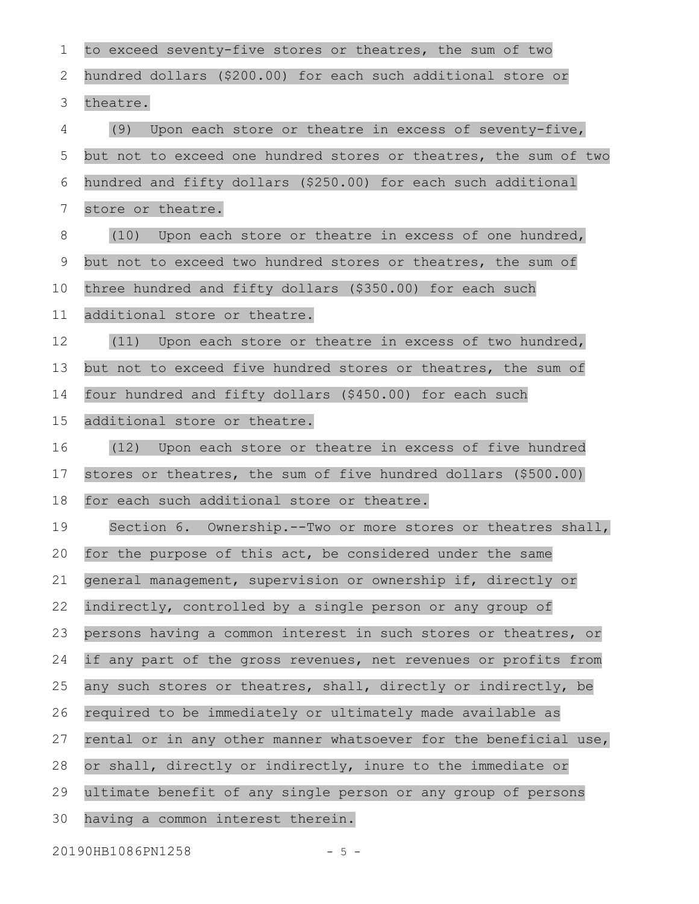to exceed seventy-five stores or theatres, the sum of two hundred dollars ($200.00) for each such additional store or theatre.

(9) Upon each store or theatre in excess of seventy-five, but not to exceed one hundred stores or theatres, the sum of two hundred and fifty dollars ($250.00) for each such additional store or theatre.

(10) Upon each store or theatre in excess of one hundred, but not to exceed two hundred stores or theatres, the sum of three hundred and fifty dollars ($350.00) for each such additional store or theatre.

(11) Upon each store or theatre in excess of two hundred, but not to exceed five hundred stores or theatres, the sum of four hundred and fifty dollars ($450.00) for each such additional store or theatre.

(12) Upon each store or theatre in excess of five hundred stores or theatres, the sum of five hundred dollars ($500.00) for each such additional store or theatre.

Section 6. Ownership.--Two or more stores or theatres shall, for the purpose of this act, be considered under the same general management, supervision or ownership if, directly or indirectly, controlled by a single person or any group of persons having a common interest in such stores or theatres, or if any part of the gross revenues, net revenues or profits from any such stores or theatres, shall, directly or indirectly, be required to be immediately or ultimately made available as rental or in any other manner whatsoever for the beneficial use, or shall, directly or indirectly, inure to the immediate or ultimate benefit of any single person or any group of persons having a common interest therein.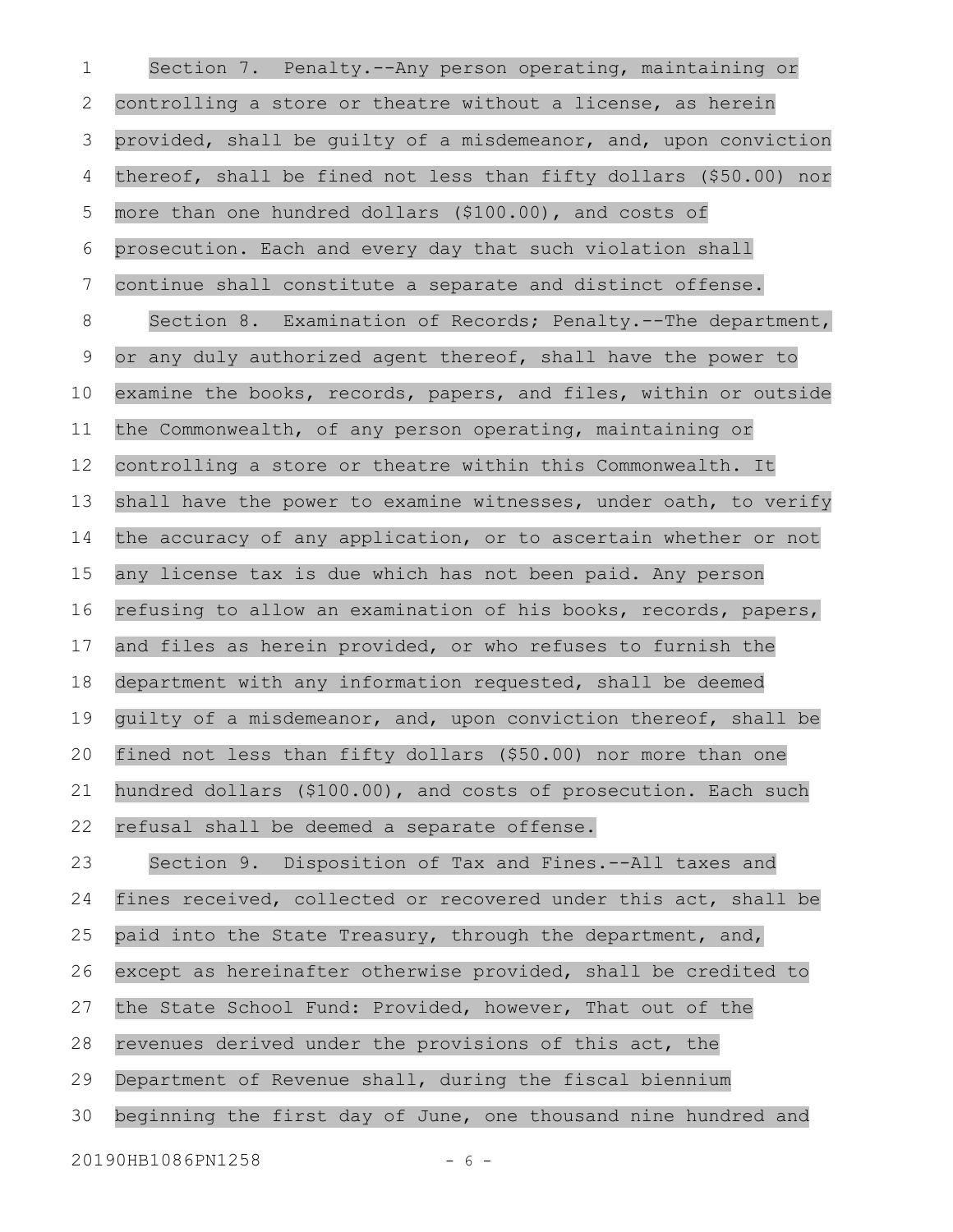Section 7. Penalty.--Any person operating, maintaining or controlling a store or theatre without a license, as herein provided, shall be guilty of a misdemeanor, and, upon conviction thereof, shall be fined not less than fifty dollars ($50.00) nor more than one hundred dollars ($100.00), and costs of prosecution. Each and every day that such violation shall continue shall constitute a separate and distinct offense.

Section 8. Examination of Records; Penalty.--The department, or any duly authorized agent thereof, shall have the power to examine the books, records, papers, and files, within or outside the Commonwealth, of any person operating, maintaining or controlling a store or theatre within this Commonwealth. It shall have the power to examine witnesses, under oath, to verify the accuracy of any application, or to ascertain whether or not any license tax is due which has not been paid. Any person refusing to allow an examination of his books, records, papers, and files as herein provided, or who refuses to furnish the department with any information requested, shall be deemed guilty of a misdemeanor, and, upon conviction thereof, shall be fined not less than fifty dollars ($50.00) nor more than one hundred dollars ($100.00), and costs of prosecution. Each such refusal shall be deemed a separate offense.

Section 9. Disposition of Tax and Fines.--All taxes and fines received, collected or recovered under this act, shall be paid into the State Treasury, through the department, and, except as hereinafter otherwise provided, shall be credited to the State School Fund: Provided, however, That out of the revenues derived under the provisions of this act, the Department of Revenue shall, during the fiscal biennium beginning the first day of June, one thousand nine hundred and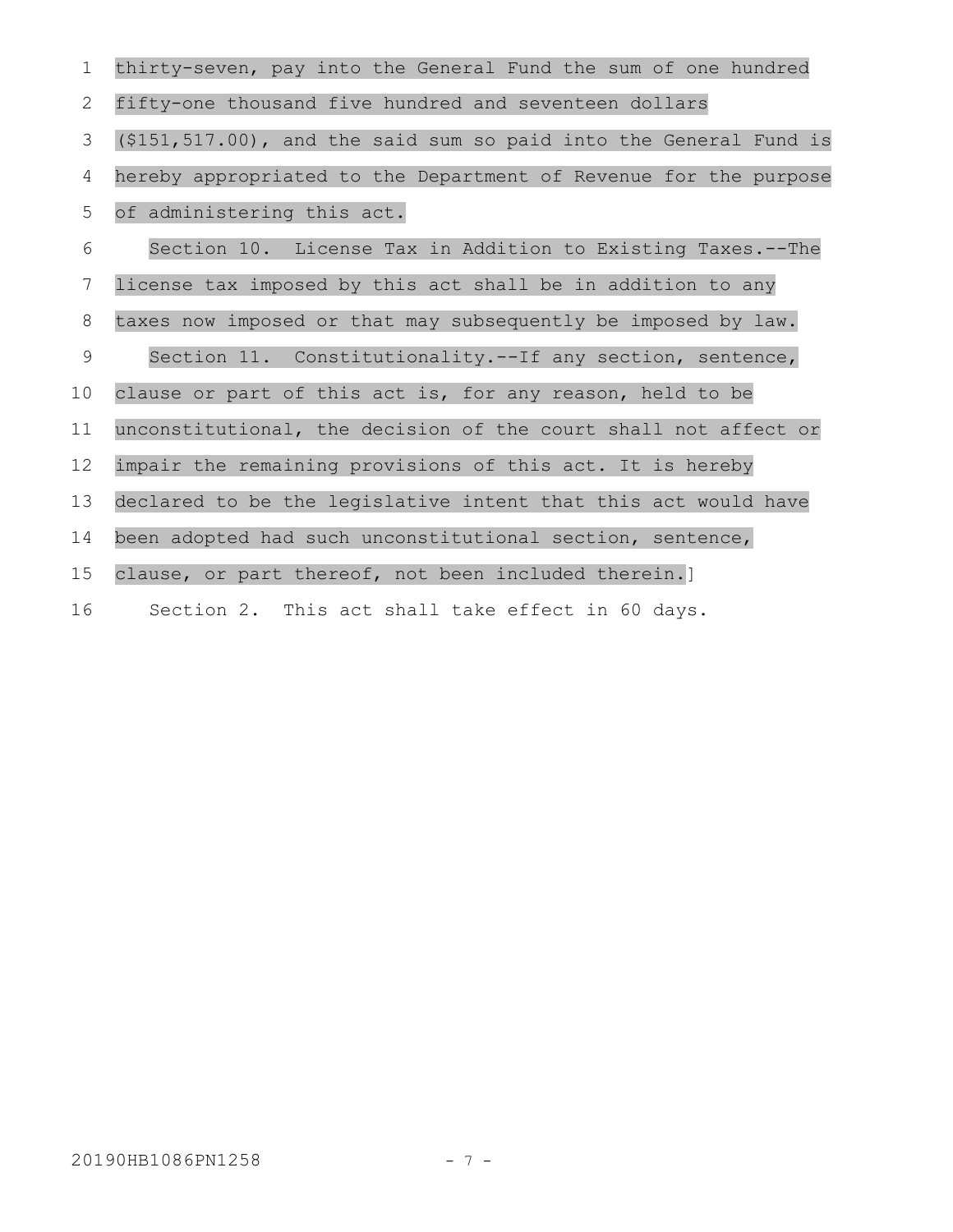thirty-seven, pay into the General Fund the sum of one hundred fifty-one thousand five hundred and seventeen dollars ($151,517.00), and the said sum so paid into the General Fund is hereby appropriated to the Department of Revenue for the purpose of administering this act.

Section 10. License Tax in Addition to Existing Taxes.--The license tax imposed by this act shall be in addition to any taxes now imposed or that may subsequently be imposed by law.

Section 11. Constitutionality.--If any section, sentence, clause or part of this act is, for any reason, held to be unconstitutional, the decision of the court shall not affect or impair the remaining provisions of this act. It is hereby declared to be the legislative intent that this act would have been adopted had such unconstitutional section, sentence, clause, or part thereof, not been included therein.]

Section 2. This act shall take effect in 60 days.